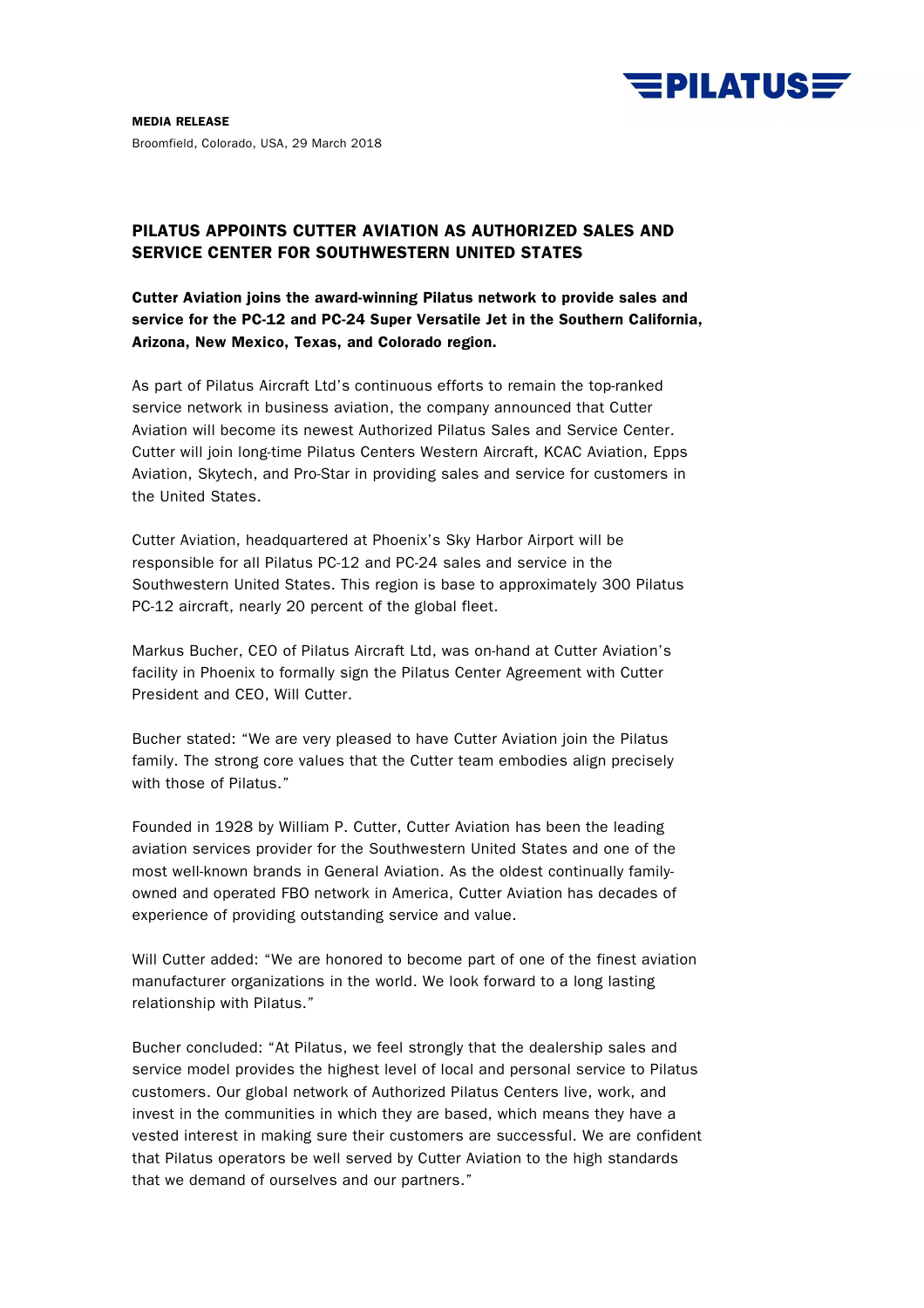**MEDIA RELEASE**

Broomfield, Colorado, USA, 29 March 2018

## PILATUS APPOINTS CUTTER AVIATION AS AUTHORIZED SALES AND SERVICE CENTER FOR SOUTHWESTERN UNITED STATES

**Cutter Aviation joins the award-winning Pilatus network to provide sales and service for the PC-12 and PC-24 Super Versatile Jet in the Southern California, Arizona, New Mexico, Texas, and Colorado region.**

As part of Pilatus Aircraft Ltd's continuous efforts to remain the top-ranked service network in business aviation, the company announced that Cutter Aviation will become its newest Authorized Pilatus Sales and Service Center. Cutter will join long-time Pilatus Centers Western Aircraft, KCAC Aviation, Epps Aviation, Skytech, and Pro-Star in providing sales and service for customers in the United States.

Cutter Aviation, headquartered at Phoenix's Sky Harbor Airport will be responsible for all Pilatus PC-12 and PC-24 sales and service in the Southwestern United States. This region is base to approximately 300 Pilatus PC-12 aircraft, nearly 20 percent of the global fleet.

Markus Bucher, CEO of Pilatus Aircraft Ltd, was on-hand at Cutter Aviation's facility in Phoenix to formally sign the Pilatus Center Agreement with Cutter President and CEO, Will Cutter.

Bucher stated: "We are very pleased to have Cutter Aviation join the Pilatus family. The strong core values that the Cutter team embodies align precisely with those of Pilatus."

Founded in 1928 by William P. Cutter, Cutter Aviation has been the leading aviation services provider for the Southwestern United States and one of the most well-known brands in General Aviation. As the oldest continually family-owned and operated FBO network in America, Cutter Aviation has decades of experience of providing outstanding service and value.

Will Cutter added: "We are honored to become part of one of the finest aviation manufacturer organizations in the world. We look forward to a long lasting relationship with Pilatus."

Bucher concluded: "At Pilatus, we feel strongly that the dealership sales and service model provides the highest level of local and personal service to Pilatus customers. Our global network of Authorized Pilatus Centers live, work, and invest in the communities in which they are based, which means they have a vested interest in making sure their customers are successful. We are confident that Pilatus operators be well served by Cutter Aviation to the high standards that we demand of ourselves and our partners."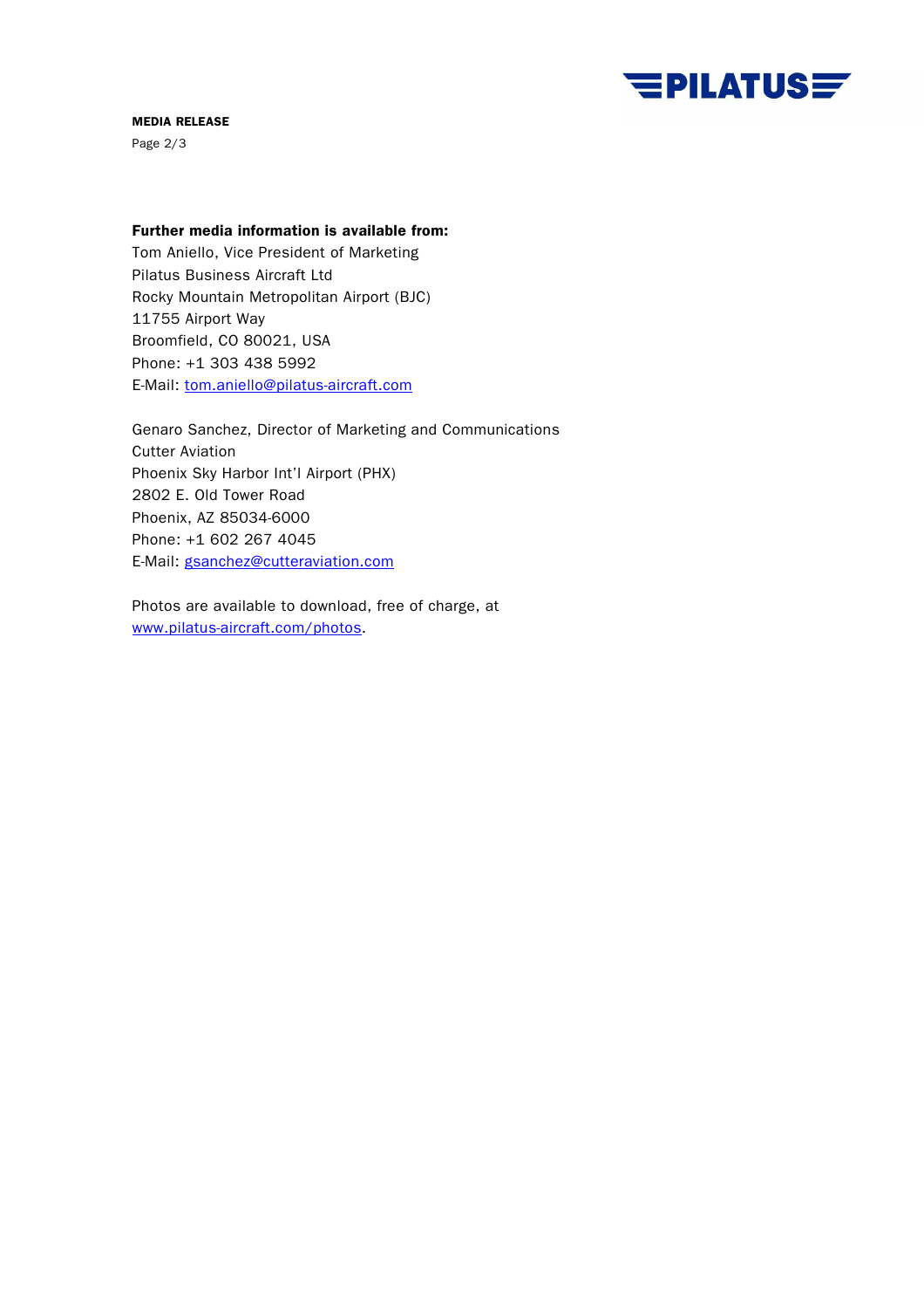**Further media information is available from:**
Tom Aniello, Vice President of Marketing
Pilatus Business Aircraft Ltd
Rocky Mountain Metropolitan Airport (BJC)
11755 Airport Way
Broomfield, CO 80021, USA
Phone: +1 303 438 5992
E-Mail: tom.aniello@pilatus-aircraft.com

Genaro Sanchez, Director of Marketing and Communications
Cutter Aviation
Phoenix Sky Harbor Int'l Airport (PHX)
2802 E. Old Tower Road
Phoenix, AZ 85034-6000
Phone: +1 602 267 4045
E-Mail: gsanchez@cutteraviation.com

Photos are available to download, free of charge, at
www.pilatus-aircraft.com/photos.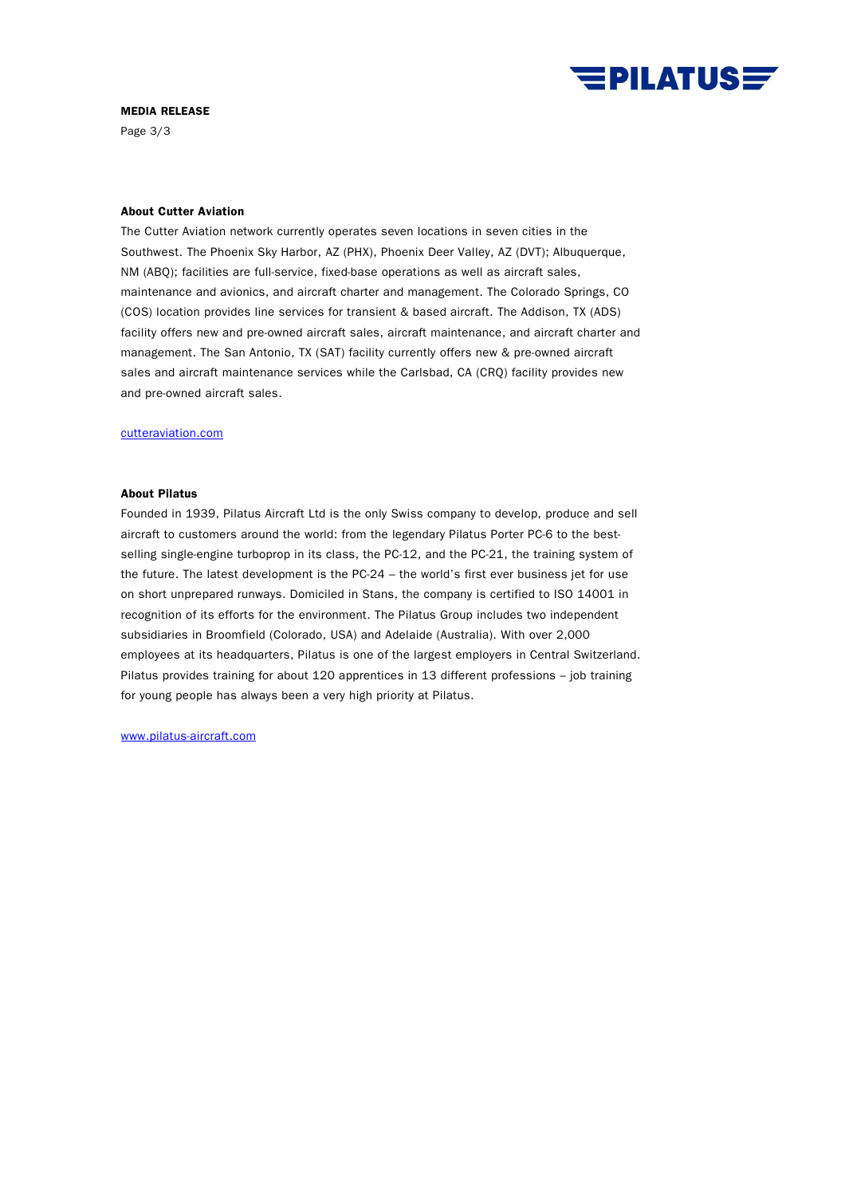**MEDIA RELEASE**

**About Cutter Aviation**

The Cutter Aviation network currently operates seven locations in seven cities in the Southwest. The Phoenix Sky Harbor, AZ (PHX), Phoenix Deer Valley, AZ (DVT); Albuquerque, NM (ABQ); facilities are full-service, fixed-base operations as well as aircraft sales, maintenance and avionics, and aircraft charter and management. The Colorado Springs, CO (COS) location provides line services for transient & based aircraft. The Addison, TX (ADS) facility offers new and pre-owned aircraft sales, aircraft maintenance, and aircraft charter and management. The San Antonio, TX (SAT) facility currently offers new & pre-owned aircraft sales and aircraft maintenance services while the Carlsbad, CA (CRQ) facility provides new and pre-owned aircraft sales.

cutteraviation.com

**About Pilatus**

Founded in 1939, Pilatus Aircraft Ltd is the only Swiss company to develop, produce and sell aircraft to customers around the world: from the legendary Pilatus Porter PC-6 to the best-selling single-engine turboprop in its class, the PC-12, and the PC-21, the training system of the future. The latest development is the PC-24 – the world's first ever business jet for use on short unprepared runways. Domiciled in Stans, the company is certified to ISO 14001 in recognition of its efforts for the environment. The Pilatus Group includes two independent subsidiaries in Broomfield (Colorado, USA) and Adelaide (Australia). With over 2,000 employees at its headquarters, Pilatus is one of the largest employers in Central Switzerland. Pilatus provides training for about 120 apprentices in 13 different professions – job training for young people has always been a very high priority at Pilatus.

www.pilatus-aircraft.com